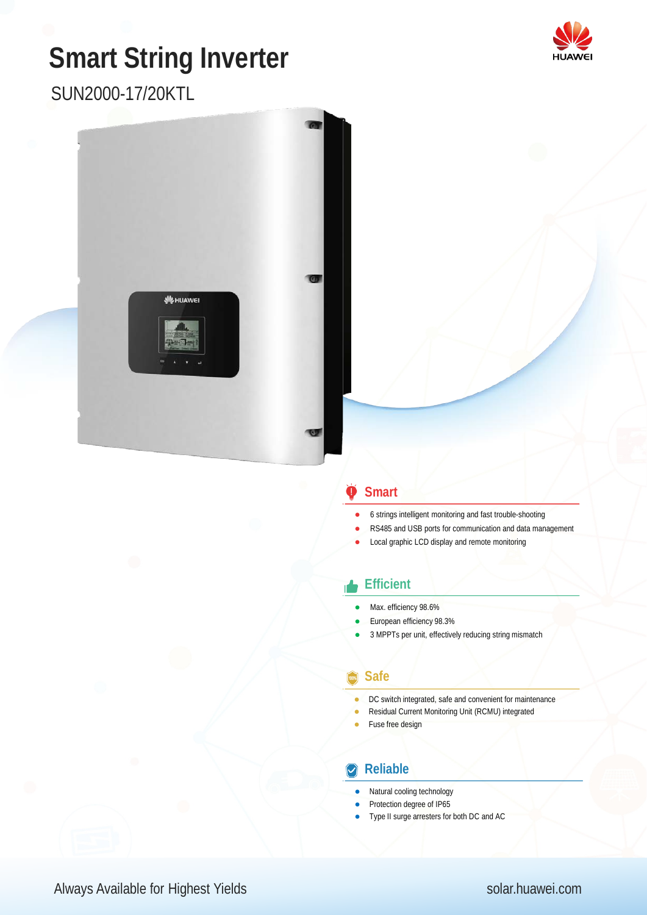# Smart String Inverter

SUN2000-17/20KTL

HUAWEI

## Smart

- 6 strings intelligent monitoring and fast trouble-shooting
- RS485 and USB ports for communication and data management
- Local graphic LCD display and remote monitoring

## Efficient

- Max. efficiency 98.6%
- European efficiency 98.3%
- 3 MPPTs per unit, effectively reducing string mismatch

## Safe

- DC switch integrated, safe and convenient for maintenance
- Residual Current Monitoring Unit (RCMU) integrated
- Fuse free design

## Reliable

- Natural cooling technology
- Protection degree of IP65
- Type II surge arresters for both DC and AC

Always Available for Highest Yields

solar.huawei.com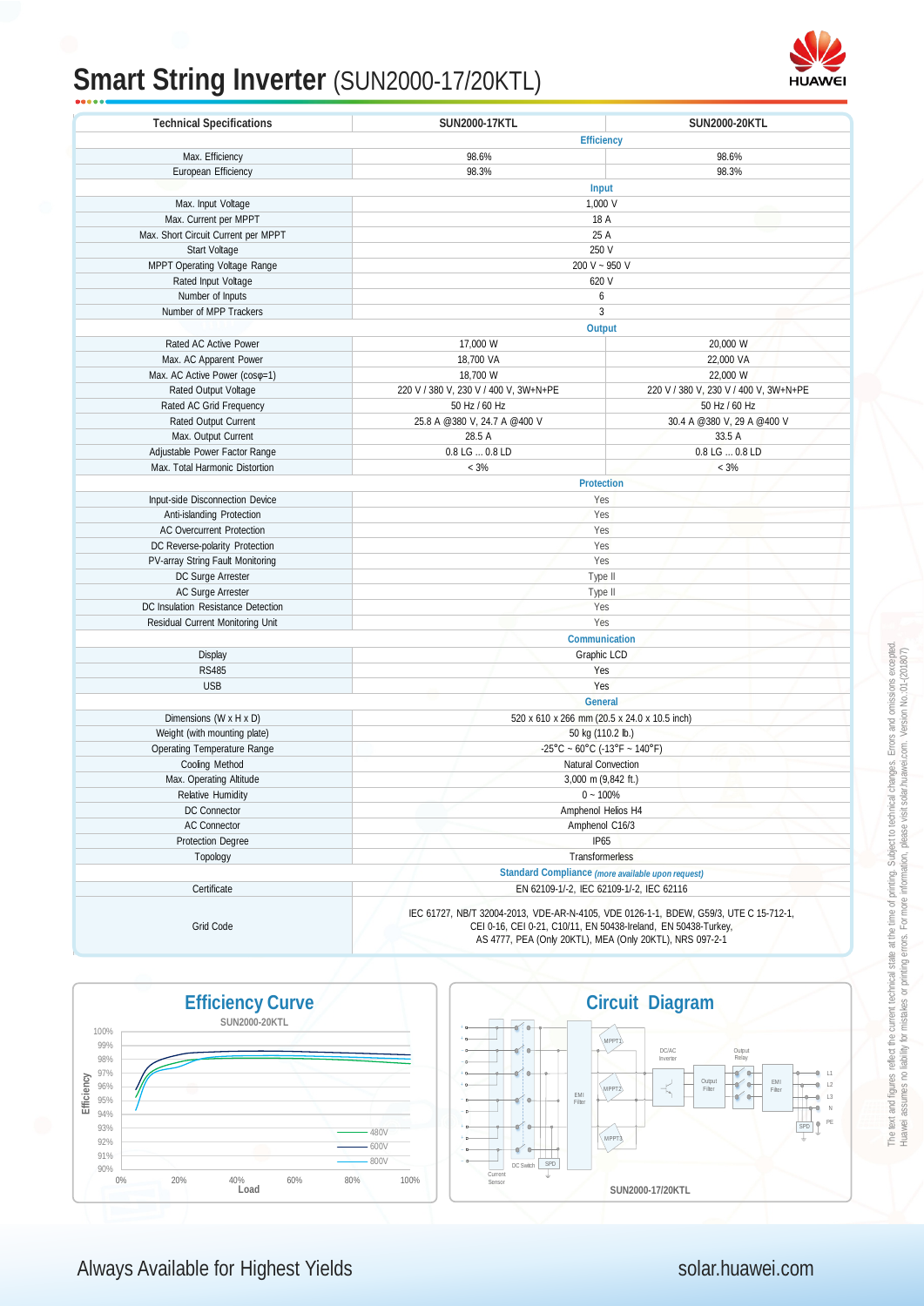# Smart String Inverter (SUN2000-17/20KTL)

HUAWEI

| Technical Specifications | SUN2000-17KTL | SUN2000-20KTL |
|---|---|---|
| | **Efficiency** | |
| Max. Efficiency | 98.6% | 98.6% |
| European Efficiency | 98.3% | 98.3% |
| | **Input** | |
| Max. Input Voltage | 1,000 V | |
| Max. Current per MPPT | 18 A | |
| Max. Short Circuit Current per MPPT | 25 A | |
| Start Voltage | 250 V | |
| MPPT Operating Voltage Range | 200 V ~ 950 V | |
| Rated Input Voltage | 620 V | |
| Number of Inputs | 6 | |
| Number of MPP Trackers | 3 | |
| | **Output** | |
| Rated AC Active Power | 17,000 W | 20,000 W |
| Max. AC Apparent Power | 18,700 VA | 22,000 VA |
| Max. AC Active Power (cosφ=1) | 18,700 W | 22,000 W |
| Rated Output Voltage | 220 V / 380 V, 230 V / 400 V, 3W+N+PE | 220 V / 380 V, 230 V / 400 V, 3W+N+PE |
| Rated AC Grid Frequency | 50 Hz / 60 Hz | 50 Hz / 60 Hz |
| Rated Output Current | 25.8 A @380 V, 24.7 A @400 V | 30.4 A @380 V, 29 A @400 V |
| Max. Output Current | 28.5 A | 33.5 A |
| Adjustable Power Factor Range | 0.8 LG ... 0.8 LD | 0.8 LG ... 0.8 LD |
| Max. Total Harmonic Distortion | < 3% | < 3% |
| | **Protection** | |
| Input-side Disconnection Device | Yes | |
| Anti-islanding Protection | Yes | |
| AC Overcurrent Protection | Yes | |
| DC Reverse-polarity Protection | Yes | |
| PV-array String Fault Monitoring | Yes | |
| DC Surge Arrester | Type II | |
| AC Surge Arrester | Type II | |
| DC Insulation Resistance Detection | Yes | |
| Residual Current Monitoring Unit | Yes | |
| | **Communication** | |
| Display | Graphic LCD | |
| RS485 | Yes | |
| USB | Yes | |
| | **General** | |
| Dimensions (W x H x D) | 520 x 610 x 266 mm (20.5 x 24.0 x 10.5 inch) | |
| Weight (with mounting plate) | 50 kg (110.2 lb.) | |
| Operating Temperature Range | -25°C ~ 60°C (-13°F ~ 140°F) | |
| Cooling Method | Natural Convection | |
| Max. Operating Altitude | 3,000 m (9,842 ft.) | |
| Relative Humidity | 0 ~ 100% | |
| DC Connector | Amphenol Helios H4 | |
| AC Connector | Amphenol C16/3 | |
| Protection Degree | IP65 | |
| Topology | Transformerless | |
| | **Standard Compliance** *(more available upon request)* | |
| Certificate | EN 62109-1/-2, IEC 62109-1/-2, IEC 62116 | |
| Grid Code | IEC 61727, NB/T 32004-2013, VDE-AR-N-4105, VDE 0126-1-1, BDEW, G59/3, UTE C 15-712-1, CEI 0-16, CEI 0-21, C10/11, EN 50438-Ireland, EN 50438-Turkey, AS 4777, PEA (Only 20KTL), MEA (Only 20KTL), NRS 097-2-1 | |

## Efficiency Curve

SUN2000-20KTL

Efficiency

100%
99%
98%
97%
96%
95%
94%
93%
92%
91%
90%

0%
20%
40%
60%
80%
100%

Load

480V
600V
800V

## Circuit Diagram

MPPT1
MPPT2
MPPT3
EMI Filter
DC/AC Inverter
Output Filter
Output Relay
EMI Filter
DC Switch
SPD
Current Sensor
SPD
L1
L2
L3
N
PE

SUN2000-17/20KTL

The text and figures reflect the current technical state at the time of printing. Subject to technical changes. Errors and omissions excepted. Huawei assumes no liability for mistakes or printing errors. For more information, please visit solar.huawei.com. Version No.:01-(201807)

Always Available for Highest Yields

solar.huawei.com